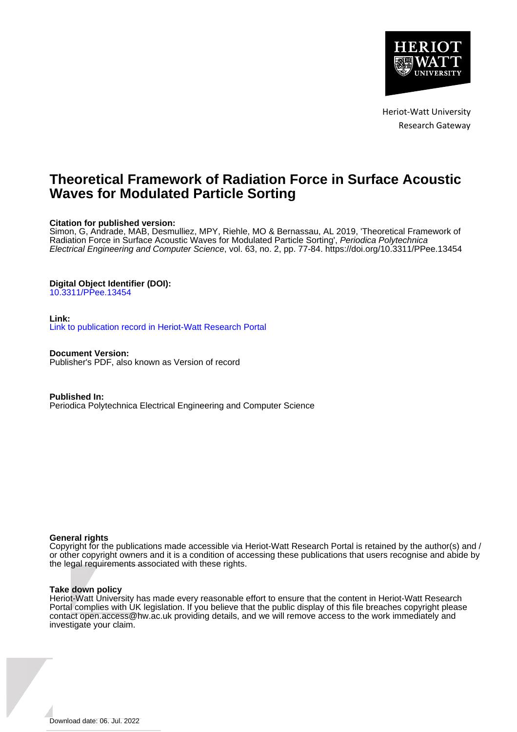Heriot-Watt University
Research Gateway

# Theoretical Framework of Radiation Force in Surface Acoustic Waves for Modulated Particle Sorting

**Citation for published version:**
Simon, G, Andrade, MAB, Desmulliez, MPY, Riehle, MO & Bernassau, AL 2019, 'Theoretical Framework of Radiation Force in Surface Acoustic Waves for Modulated Particle Sorting', *Periodica Polytechnica Electrical Engineering and Computer Science*, vol. 63, no. 2, pp. 77-84. https://doi.org/10.3311/PPee.13454

**Digital Object Identifier (DOI):**
10.3311/PPee.13454

**Link:**
Link to publication record in Heriot-Watt Research Portal

**Document Version:**
Publisher's PDF, also known as Version of record

**Published In:**
Periodica Polytechnica Electrical Engineering and Computer Science

**General rights**
Copyright for the publications made accessible via Heriot-Watt Research Portal is retained by the author(s) and / or other copyright owners and it is a condition of accessing these publications that users recognise and abide by the legal requirements associated with these rights.

**Take down policy**
Heriot-Watt University has made every reasonable effort to ensure that the content in Heriot-Watt Research Portal complies with UK legislation. If you believe that the public display of this file breaches copyright please contact open.access@hw.ac.uk providing details, and we will remove access to the work immediately and investigate your claim.

Download date: 06. Jul. 2022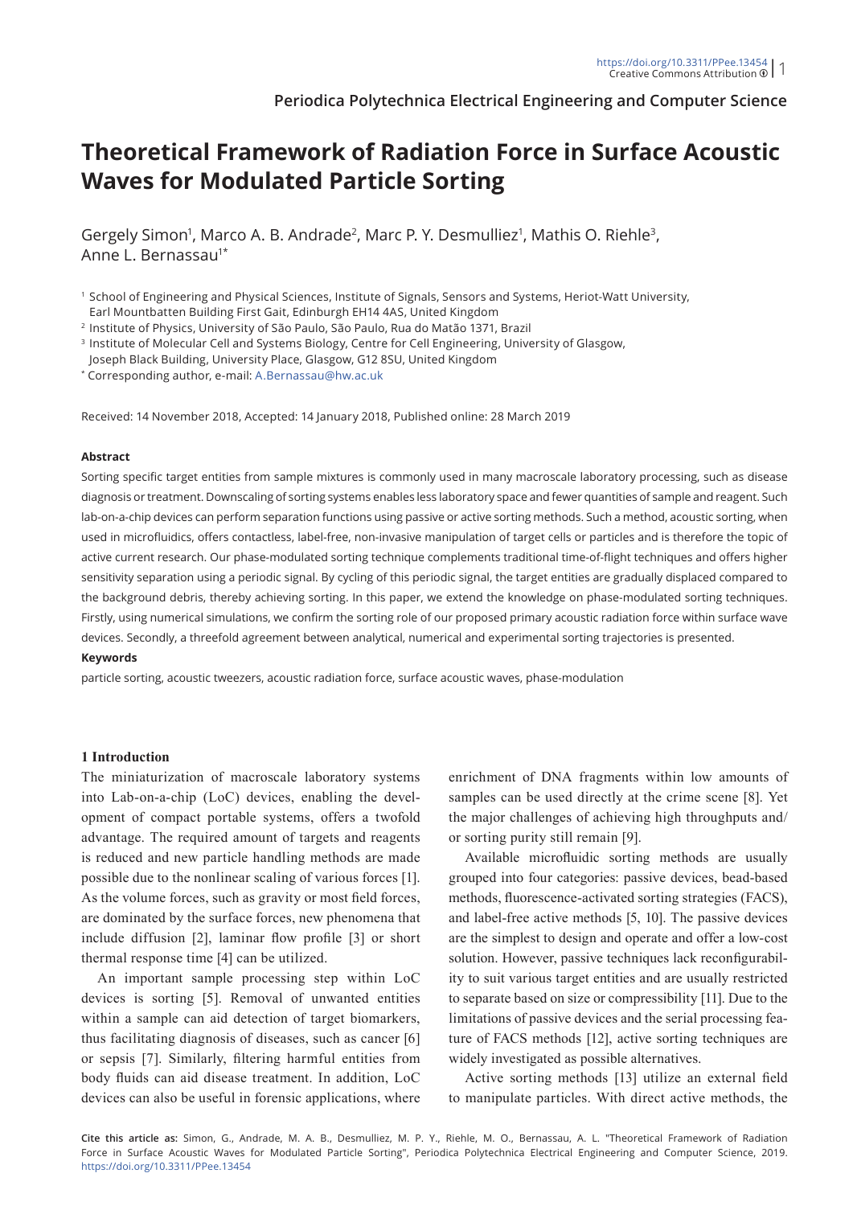https://doi.org/10.3311/PPee.13454
Creative Commons Attribution

Periodica Polytechnica Electrical Engineering and Computer Science

# Theoretical Framework of Radiation Force in Surface Acoustic Waves for Modulated Particle Sorting

Gergely Simon[1], Marco A. B. Andrade[2], Marc P. Y. Desmulliez[1], Mathis O. Riehle[3], Anne L. Bernassau[1*]

[1] School of Engineering and Physical Sciences, Institute of Signals, Sensors and Systems, Heriot-Watt University, Earl Mountbatten Building First Gait, Edinburgh EH14 4AS, United Kingdom

[2] Institute of Physics, University of São Paulo, São Paulo, Rua do Matão 1371, Brazil

[3] Institute of Molecular Cell and Systems Biology, Centre for Cell Engineering, University of Glasgow, Joseph Black Building, University Place, Glasgow, G12 8SU, United Kingdom

[*] Corresponding author, e-mail: A.Bernassau@hw.ac.uk

Received: 14 November 2018, Accepted: 14 January 2018, Published online: 28 March 2019

#### Abstract

Sorting specific target entities from sample mixtures is commonly used in many macroscale laboratory processing, such as disease diagnosis or treatment. Downscaling of sorting systems enables less laboratory space and fewer quantities of sample and reagent. Such lab-on-a-chip devices can perform separation functions using passive or active sorting methods. Such a method, acoustic sorting, when used in microfluidics, offers contactless, label-free, non-invasive manipulation of target cells or particles and is therefore the topic of active current research. Our phase-modulated sorting technique complements traditional time-of-flight techniques and offers higher sensitivity separation using a periodic signal. By cycling of this periodic signal, the target entities are gradually displaced compared to the background debris, thereby achieving sorting. In this paper, we extend the knowledge on phase-modulated sorting techniques. Firstly, using numerical simulations, we confirm the sorting role of our proposed primary acoustic radiation force within surface wave devices. Secondly, a threefold agreement between analytical, numerical and experimental sorting trajectories is presented.

#### Keywords

particle sorting, acoustic tweezers, acoustic radiation force, surface acoustic waves, phase-modulation

## 1 Introduction

The miniaturization of macroscale laboratory systems into Lab-on-a-chip (LoC) devices, enabling the development of compact portable systems, offers a twofold advantage. The required amount of targets and reagents is reduced and new particle handling methods are made possible due to the nonlinear scaling of various forces [1]. As the volume forces, such as gravity or most field forces, are dominated by the surface forces, new phenomena that include diffusion [2], laminar flow profile [3] or short thermal response time [4] can be utilized.

An important sample processing step within LoC devices is sorting [5]. Removal of unwanted entities within a sample can aid detection of target biomarkers, thus facilitating diagnosis of diseases, such as cancer [6] or sepsis [7]. Similarly, filtering harmful entities from body fluids can aid disease treatment. In addition, LoC devices can also be useful in forensic applications, where enrichment of DNA fragments within low amounts of samples can be used directly at the crime scene [8]. Yet the major challenges of achieving high throughputs and/or sorting purity still remain [9].

Available microfluidic sorting methods are usually grouped into four categories: passive devices, bead-based methods, fluorescence-activated sorting strategies (FACS), and label-free active methods [5, 10]. The passive devices are the simplest to design and operate and offer a low-cost solution. However, passive techniques lack reconfigurability to suit various target entities and are usually restricted to separate based on size or compressibility [11]. Due to the limitations of passive devices and the serial processing feature of FACS methods [12], active sorting techniques are widely investigated as possible alternatives.

Active sorting methods [13] utilize an external field to manipulate particles. With direct active methods, the

Cite this article as: Simon, G., Andrade, M. A. B., Desmulliez, M. P. Y., Riehle, M. O., Bernassau, A. L. "Theoretical Framework of Radiation Force in Surface Acoustic Waves for Modulated Particle Sorting", Periodica Polytechnica Electrical Engineering and Computer Science, 2019. https://doi.org/10.3311/PPee.13454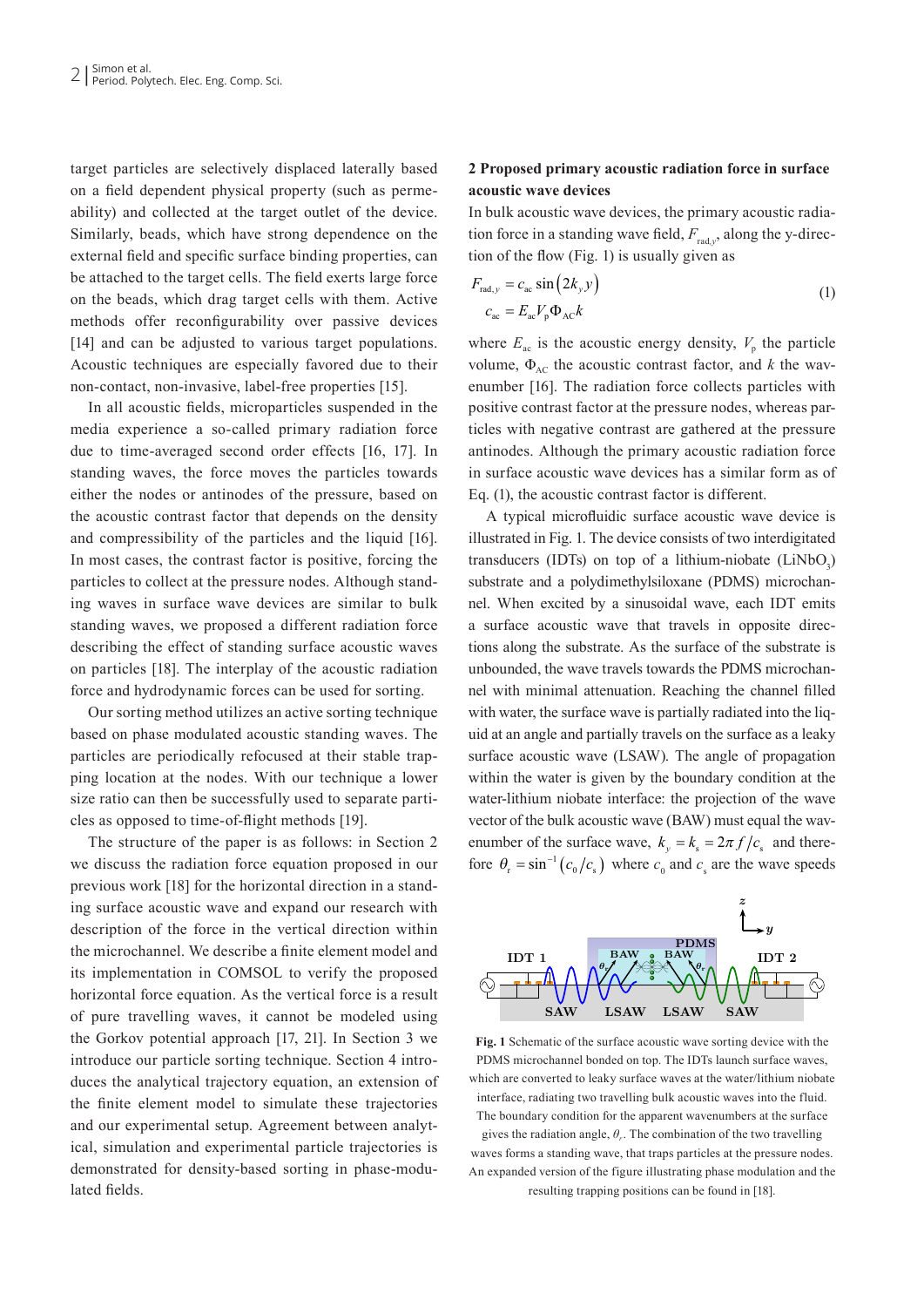target particles are selectively displaced laterally based on a field dependent physical property (such as permeability) and collected at the target outlet of the device. Similarly, beads, which have strong dependence on the external field and specific surface binding properties, can be attached to the target cells. The field exerts large force on the beads, which drag target cells with them. Active methods offer reconfigurability over passive devices [14] and can be adjusted to various target populations. Acoustic techniques are especially favored due to their non-contact, non-invasive, label-free properties [15].

In all acoustic fields, microparticles suspended in the media experience a so-called primary radiation force due to time-averaged second order effects [16, 17]. In standing waves, the force moves the particles towards either the nodes or antinodes of the pressure, based on the acoustic contrast factor that depends on the density and compressibility of the particles and the liquid [16]. In most cases, the contrast factor is positive, forcing the particles to collect at the pressure nodes. Although standing waves in surface wave devices are similar to bulk standing waves, we proposed a different radiation force describing the effect of standing surface acoustic waves on particles [18]. The interplay of the acoustic radiation force and hydrodynamic forces can be used for sorting.

Our sorting method utilizes an active sorting technique based on phase modulated acoustic standing waves. The particles are periodically refocused at their stable trapping location at the nodes. With our technique a lower size ratio can then be successfully used to separate particles as opposed to time-of-flight methods [19].

The structure of the paper is as follows: in Section 2 we discuss the radiation force equation proposed in our previous work [18] for the horizontal direction in a standing surface acoustic wave and expand our research with description of the force in the vertical direction within the microchannel. We describe a finite element model and its implementation in COMSOL to verify the proposed horizontal force equation. As the vertical force is a result of pure travelling waves, it cannot be modeled using the Gorkov potential approach [17, 21]. In Section 3 we introduce our particle sorting technique. Section 4 introduces the analytical trajectory equation, an extension of the finite element model to simulate these trajectories and our experimental setup. Agreement between analytical, simulation and experimental particle trajectories is demonstrated for density-based sorting in phase-modulated fields.

## 2 Proposed primary acoustic radiation force in surface acoustic wave devices

In bulk acoustic wave devices, the primary acoustic radiation force in a standing wave field, $F_{\mathrm{rad},y}$, along the y-direction of the flow (Fig. 1) is usually given as

$$
\begin{aligned}
F_{\mathrm{rad},y} &= c_{\mathrm{ac}} \sin\left(2k_y y\right) \\
c_{\mathrm{ac}} &= E_{\mathrm{ac}} V_{\mathrm{p}} \Phi_{\mathrm{AC}} k
\end{aligned}
\tag{1}
$$

where $E_{\mathrm{ac}}$ is the acoustic energy density, $V_{\mathrm{p}}$ the particle volume, $\Phi_{\mathrm{AC}}$ the acoustic contrast factor, and $k$ the wavenumber [16]. The radiation force collects particles with positive contrast factor at the pressure nodes, whereas particles with negative contrast are gathered at the pressure antinodes. Although the primary acoustic radiation force in surface acoustic wave devices has a similar form as of Eq. (1), the acoustic contrast factor is different.

A typical microfluidic surface acoustic wave device is illustrated in Fig. 1. The device consists of two interdigitated transducers (IDTs) on top of a lithium-niobate ($LiNbO_3$) substrate and a polydimethylsiloxane (PDMS) microchannel. When excited by a sinusoidal wave, each IDT emits a surface acoustic wave that travels in opposite directions along the substrate. As the surface of the substrate is unbounded, the wave travels towards the PDMS microchannel with minimal attenuation. Reaching the channel filled with water, the surface wave is partially radiated into the liquid at an angle and partially travels on the surface as a leaky surface acoustic wave (LSAW). The angle of propagation within the water is given by the boundary condition at the water-lithium niobate interface: the projection of the wave vector of the bulk acoustic wave (BAW) must equal the wavenumber of the surface wave, $k_y = k_s = 2\pi f / c_s$ and therefore $\theta_r = \sin^{-1}\left(c_0 / c_s\right)$ where $c_0$ and $c_s$ are the wave speeds

**Fig. 1** Schematic of the surface acoustic wave sorting device with the PDMS microchannel bonded on top. The IDTs launch surface waves, which are converted to leaky surface waves at the water/lithium niobate interface, radiating two travelling bulk acoustic waves into the fluid. The boundary condition for the apparent wavenumbers at the surface gives the radiation angle, $\theta_r$. The combination of the two travelling waves forms a standing wave, that traps particles at the pressure nodes. An expanded version of the figure illustrating phase modulation and the resulting trapping positions can be found in [18].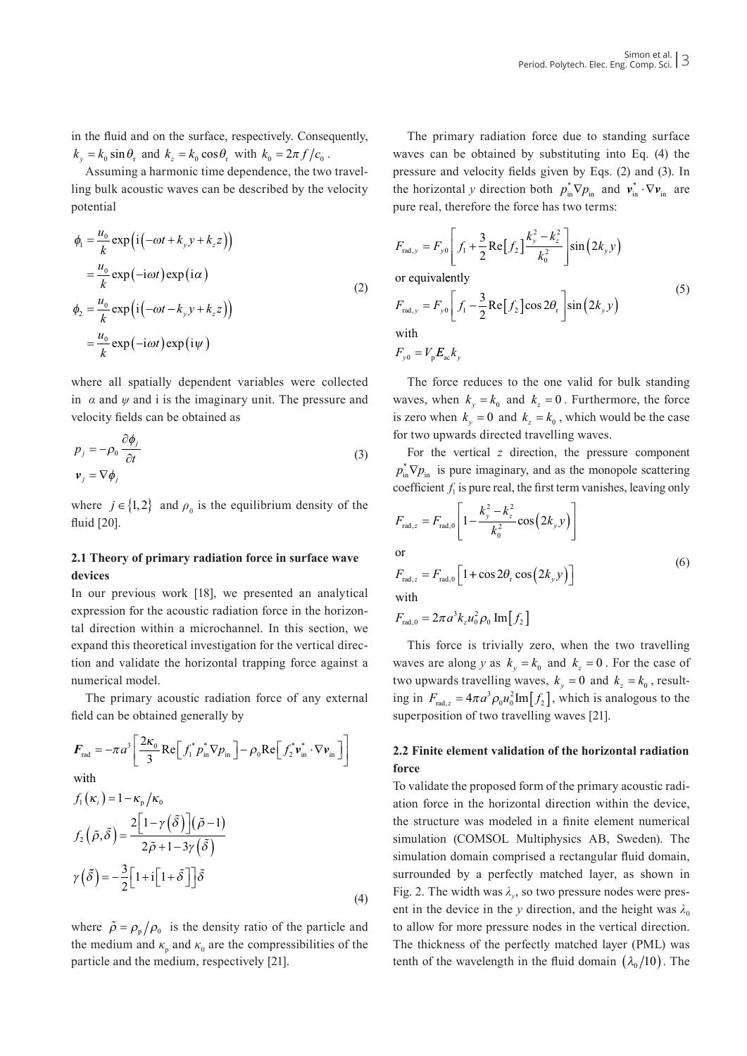in the fluid and on the surface, respectively. Consequently, $k_y = k_0 \sin\theta_r$ and $k_z = k_0 \cos\theta_r$ with $k_0 = 2\pi f / c_0$.

Assuming a harmonic time dependence, the two travelling bulk acoustic waves can be described by the velocity potential

$$
\begin{aligned}
\phi_1 &= \frac{u_0}{k} \exp\left(\mathrm{i}\left(-\omega t + k_y y + k_z z\right)\right) \\
&= \frac{u_0}{k} \exp\left(-\mathrm{i}\omega t\right) \exp\left(\mathrm{i}\alpha\right) \\
\phi_2 &= \frac{u_0}{k} \exp\left(\mathrm{i}\left(-\omega t - k_y y + k_z z\right)\right) \\
&= \frac{u_0}{k} \exp\left(-\mathrm{i}\omega t\right) \exp\left(\mathrm{i}\psi\right)
\end{aligned}
\tag{2}
$$

where all spatially dependent variables were collected in $\alpha$ and $\psi$ and i is the imaginary unit. The pressure and velocity fields can be obtained as

$$
\begin{aligned}
p_j &= -\rho_0 \frac{\partial \phi_j}{\partial t} \\
\boldsymbol{v}_j &= \nabla \phi_j
\end{aligned}
\tag{3}
$$

where $j \in \{1, 2\}$ and $\rho_0$ is the equilibrium density of the fluid [20].

### 2.1 Theory of primary radiation force in surface wave devices

In our previous work [18], we presented an analytical expression for the acoustic radiation force in the horizontal direction within a microchannel. In this section, we expand this theoretical investigation for the vertical direction and validate the horizontal trapping force against a numerical model.

The primary acoustic radiation force of any external field can be obtained generally by

$$
\boldsymbol{F}_{\mathrm{rad}} = -\pi a^3 \left[ \frac{2\kappa_0}{3} \mathrm{Re}\left[ f_1^* p_{\mathrm{in}}^* \nabla p_{\mathrm{in}} \right] - \rho_0 \mathrm{Re}\left[ f_2^* \boldsymbol{v}_{\mathrm{in}}^* \cdot \nabla \boldsymbol{v}_{\mathrm{in}} \right] \right]
$$

with

$$
\begin{aligned}
f_1(\kappa_i) &= 1 - \kappa_{\mathrm{p}} / \kappa_0 \\
f_2\left(\tilde{\rho}, \tilde{\delta}\right) &= \frac{2\left[1 - \gamma\left(\tilde{\delta}\right)\right]\left(\tilde{\rho} - 1\right)}{2\tilde{\rho} + 1 - 3\gamma\left(\tilde{\delta}\right)} \\
\gamma\left(\tilde{\delta}\right) &= -\frac{3}{2}\left[1 + \mathrm{i}\left[1 + \tilde{\delta}\right]\right]\tilde{\delta}
\end{aligned}
\tag{4}
$$

where $\tilde{\rho} = \rho_{\mathrm{p}} / \rho_0$ is the density ratio of the particle and the medium and $\kappa_{\mathrm{p}}$ and $\kappa_0$ are the compressibilities of the particle and the medium, respectively [21].

The primary radiation force due to standing surface waves can be obtained by substituting into Eq. (4) the pressure and velocity fields given by Eqs. (2) and (3). In the horizontal $y$ direction both $p_{\mathrm{in}}^* \nabla p_{\mathrm{in}}$ and $\boldsymbol{v}_{\mathrm{in}}^* \cdot \nabla \boldsymbol{v}_{\mathrm{in}}$ are pure real, therefore the force has two terms:

$$
F_{\mathrm{rad},y} = F_{y0} \left[ f_1 + \frac{3}{2} \mathrm{Re}\left[f_2\right] \frac{k_y^2 - k_z^2}{k_0^2} \right] \sin\left(2k_y y\right)
$$

or equivalently

$$
F_{\mathrm{rad},y} = F_{y0} \left[ f_1 - \frac{3}{2} \mathrm{Re}\left[f_2\right] \cos 2\theta_{\mathrm{r}} \right] \sin\left(2k_y y\right)
\tag{5}
$$

with

$$
F_{y0} = V_{\mathrm{p}} \boldsymbol{E}_{\mathrm{ac}} k_y
$$

The force reduces to the one valid for bulk standing waves, when $k_y = k_0$ and $k_z = 0$. Furthermore, the force is zero when $k_y = 0$ and $k_z = k_0$, which would be the case for two upwards directed travelling waves.

For the vertical $z$ direction, the pressure component $p_{\mathrm{in}}^* \nabla p_{\mathrm{in}}$ is pure imaginary, and as the monopole scattering coefficient $f_1$ is pure real, the first term vanishes, leaving only

$$
F_{\mathrm{rad},z} = F_{\mathrm{rad},0} \left[ 1 - \frac{k_y^2 - k_z^2}{k_0^2} \cos\left(2k_y y\right) \right]
$$

or

$$
F_{\mathrm{rad},z} = F_{\mathrm{rad},0} \left[ 1 + \cos 2\theta_{\mathrm{r}} \cos\left(2k_y y\right) \right]
\tag{6}
$$

with

$$
F_{\mathrm{rad},0} = 2\pi a^3 k_z u_0^2 \rho_0 \,\mathrm{Im}\left[f_2\right]
$$

This force is trivially zero, when the two travelling waves are along $y$ as $k_y = k_0$ and $k_z = 0$. For the case of two upwards travelling waves, $k_y = 0$ and $k_z = k_0$, resulting in $F_{\mathrm{rad},z} = 4\pi a^3 \rho_0 u_0^2 \mathrm{Im}\left[f_2\right]$, which is analogous to the superposition of two travelling waves [21].

### 2.2 Finite element validation of the horizontal radiation force

To validate the proposed form of the primary acoustic radiation force in the horizontal direction within the device, the structure was modeled in a finite element numerical simulation (COMSOL Multiphysics AB, Sweden). The simulation domain comprised a rectangular fluid domain, surrounded by a perfectly matched layer, as shown in Fig. 2. The width was $\lambda_y$, so two pressure nodes were present in the device in the $y$ direction, and the height was $\lambda_0$ to allow for more pressure nodes in the vertical direction. The thickness of the perfectly matched layer (PML) was tenth of the wavelength in the fluid domain $(\lambda_0/10)$. The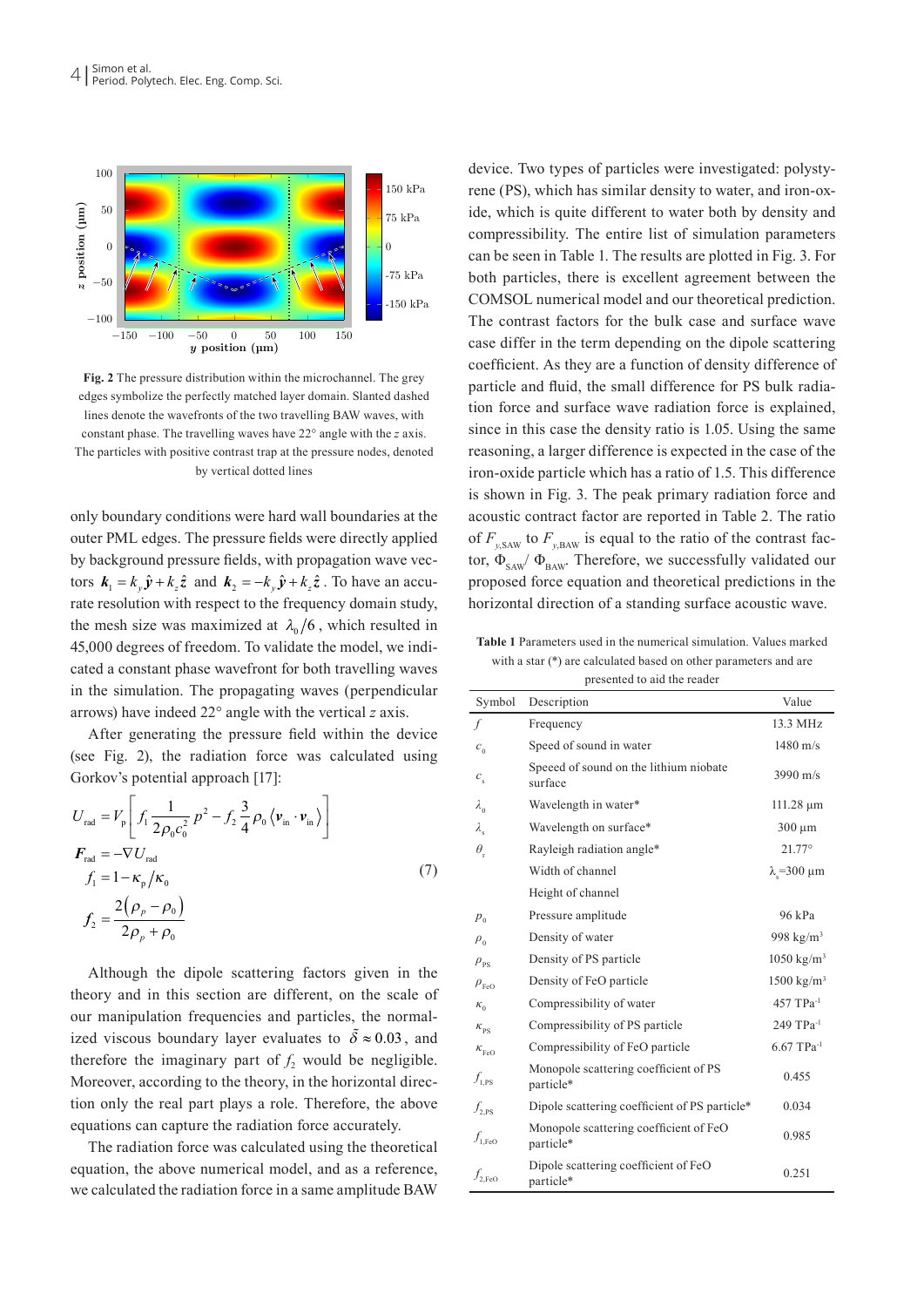Fig. 2 The pressure distribution within the microchannel. The grey edges symbolize the perfectly matched layer domain. Slanted dashed lines denote the wavefronts of the two travelling BAW waves, with constant phase. The travelling waves have 22° angle with the $z$ axis. The particles with positive contrast trap at the pressure nodes, denoted by vertical dotted lines

only boundary conditions were hard wall boundaries at the outer PML edges. The pressure fields were directly applied by background pressure fields, with propagation wave vectors $\boldsymbol{k}_1 = k_y\hat{\boldsymbol{y}} + k_z\hat{\boldsymbol{z}}$ and $\boldsymbol{k}_2 = -k_y\hat{\boldsymbol{y}} + k_z\hat{\boldsymbol{z}}$. To have an accurate resolution with respect to the frequency domain study, the mesh size was maximized at $\lambda_0/6$, which resulted in 45,000 degrees of freedom. To validate the model, we indicated a constant phase wavefront for both travelling waves in the simulation. The propagating waves (perpendicular arrows) have indeed 22° angle with the vertical $z$ axis.

After generating the pressure field within the device (see Fig. 2), the radiation force was calculated using Gorkov's potential approach [17]:

$$
\begin{aligned}
U_{\text{rad}} &= V_{\text{p}}\left[ f_1 \frac{1}{2\rho_0 c_0^2} p^2 - f_2 \frac{3}{4}\rho_0 \left\langle \boldsymbol{v}_{\text{in}} \cdot \boldsymbol{v}_{\text{in}} \right\rangle \right] \\
\boldsymbol{F}_{\text{rad}} &= -\nabla U_{\text{rad}} \\
f_1 &= 1 - \kappa_{\text{p}}/\kappa_0 \\
f_2 &= \frac{2\left(\rho_p - \rho_0\right)}{2\rho_p + \rho_0}
\end{aligned}
\tag{7}
$$

Although the dipole scattering factors given in the theory and in this section are different, on the scale of our manipulation frequencies and particles, the normalized viscous boundary layer evaluates to $\tilde{\delta} \approx 0.03$, and therefore the imaginary part of $f_2$ would be negligible. Moreover, according to the theory, in the horizontal direction only the real part plays a role. Therefore, the above equations can capture the radiation force accurately.

The radiation force was calculated using the theoretical equation, the above numerical model, and as a reference, we calculated the radiation force in a same amplitude BAW device. Two types of particles were investigated: polystyrene (PS), which has similar density to water, and iron-oxide, which is quite different to water both by density and compressibility. The entire list of simulation parameters can be seen in Table 1. The results are plotted in Fig. 3. For both particles, there is excellent agreement between the COMSOL numerical model and our theoretical prediction. The contrast factors for the bulk case and surface wave case differ in the term depending on the dipole scattering coefficient. As they are a function of density difference of particle and fluid, the small difference for PS bulk radiation force and surface wave radiation force is explained, since in this case the density ratio is 1.05. Using the same reasoning, a larger difference is expected in the case of the iron-oxide particle which has a ratio of 1.5. This difference is shown in Fig. 3. The peak primary radiation force and acoustic contract factor are reported in Table 2. The ratio of $F_{y,\text{SAW}}$ to $F_{y,\text{BAW}}$ is equal to the ratio of the contrast factor, $\Phi_{\text{SAW}}/\ \Phi_{\text{BAW}}$. Therefore, we successfully validated our proposed force equation and theoretical predictions in the horizontal direction of a standing surface acoustic wave.

**Table 1** Parameters used in the numerical simulation. Values marked with a star (*) are calculated based on other parameters and are presented to aid the reader

| Symbol | Description | Value |
|---|---|---|
| $f$ | Frequency | 13.3 MHz |
| $c_0$ | Speed of sound in water | 1480 m/s |
| $c_s$ | Speeed of sound on the lithium niobate surface | 3990 m/s |
| $\lambda_0$ | Wavelength in water* | 111.28 µm |
| $\lambda_s$ | Wavelength on surface* | 300 µm |
| $\theta_r$ | Rayleigh radiation angle* | 21.77° |
| | Width of channel | $\lambda_s$=300 µm |
| | Height of channel | |
| $p_0$ | Pressure amplitude | 96 kPa |
| $\rho_0$ | Density of water | 998 kg/m$^3$ |
| $\rho_{\text{PS}}$ | Density of PS particle | 1050 kg/m$^3$ |
| $\rho_{\text{FeO}}$ | Density of FeO particle | 1500 kg/m$^3$ |
| $\kappa_0$ | Compressibility of water | 457 TPa$^{-1}$ |
| $\kappa_{\text{PS}}$ | Compressibility of PS particle | 249 TPa$^{-1}$ |
| $\kappa_{\text{FeO}}$ | Compressibility of FeO particle | 6.67 TPa$^{-1}$ |
| $f_{1,\text{PS}}$ | Monopole scattering coefficient of PS particle* | 0.455 |
| $f_{2,\text{PS}}$ | Dipole scattering coefficient of PS particle* | 0.034 |
| $f_{1,\text{FeO}}$ | Monopole scattering coefficient of FeO particle* | 0.985 |
| $f_{2,\text{FeO}}$ | Dipole scattering coefficient of FeO particle* | 0.251 |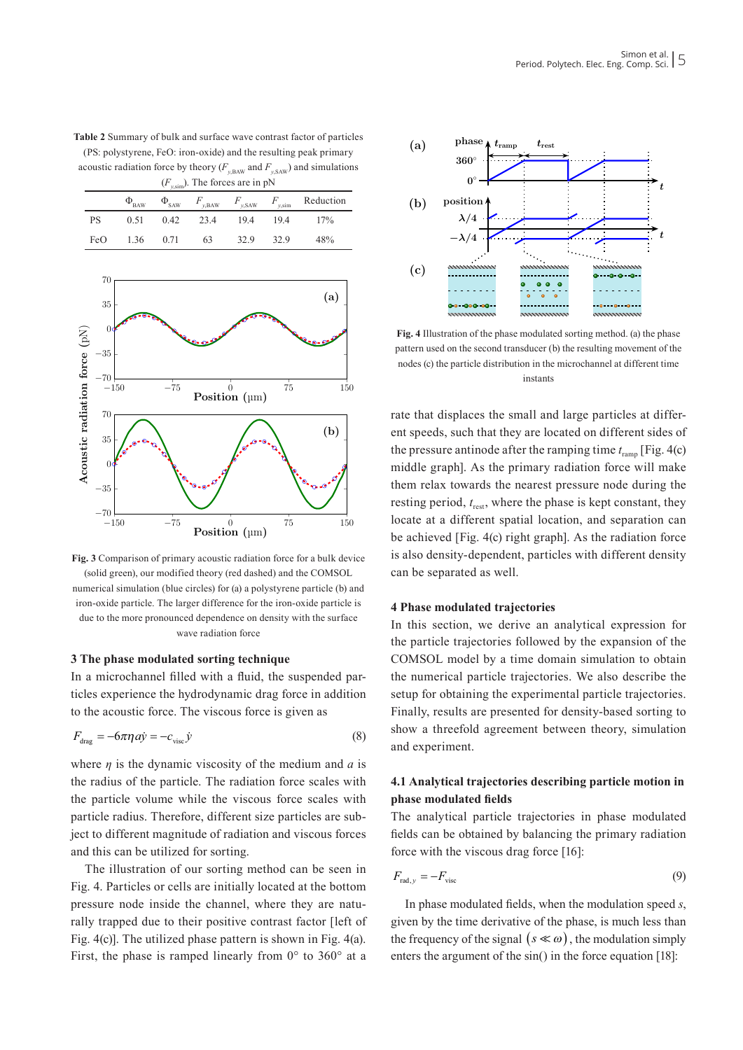**Table 2** Summary of bulk and surface wave contrast factor of particles (PS: polystyrene, FeO: iron-oxide) and the resulting peak primary acoustic radiation force by theory ($F_{y,\mathrm{BAW}}$ and $F_{y,\mathrm{SAW}}$) and simulations ($F_{y,\mathrm{sim}}$). The forces are in pN

| | $\Phi_{\mathrm{BAW}}$ | $\Phi_{\mathrm{SAW}}$ | $F_{y,\mathrm{BAW}}$ | $F_{y,\mathrm{SAW}}$ | $F_{y,\mathrm{sim}}$ | Reduction |
|---|---|---|---|---|---|---|
| PS | 0.51 | 0.42 | 23.4 | 19.4 | 19.4 | 17% |
| FeO | 1.36 | 0.71 | 63 | 32.9 | 32.9 | 48% |

**Fig. 3** Comparison of primary acoustic radiation force for a bulk device (solid green), our modified theory (red dashed) and the COMSOL numerical simulation (blue circles) for (a) a polystyrene particle (b) and iron-oxide particle. The larger difference for the iron-oxide particle is due to the more pronounced dependence on density with the surface wave radiation force

## 3 The phase modulated sorting technique

In a microchannel filled with a fluid, the suspended particles experience the hydrodynamic drag force in addition to the acoustic force. The viscous force is given as

$$F_{\mathrm{drag}} = -6\pi\eta a\dot{y} = -c_{\mathrm{visc}}\dot{y} \tag{8}$$

where $\eta$ is the dynamic viscosity of the medium and $a$ is the radius of the particle. The radiation force scales with the particle volume while the viscous force scales with particle radius. Therefore, different size particles are subject to different magnitude of radiation and viscous forces and this can be utilized for sorting.

The illustration of our sorting method can be seen in Fig. 4. Particles or cells are initially located at the bottom pressure node inside the channel, where they are naturally trapped due to their positive contrast factor [left of Fig. 4(c)]. The utilized phase pattern is shown in Fig. 4(a). First, the phase is ramped linearly from 0° to 360° at a rate that displaces the small and large particles at different speeds, such that they are located on different sides of the pressure antinode after the ramping time $t_{\mathrm{ramp}}$ [Fig. 4(c) middle graph]. As the primary radiation force will make them relax towards the nearest pressure node during the resting period, $t_{\mathrm{rest}}$, where the phase is kept constant, they locate at a different spatial location, and separation can be achieved [Fig. 4(c) right graph]. As the radiation force is also density-dependent, particles with different density can be separated as well.

**Fig. 4** Illustration of the phase modulated sorting method. (a) the phase pattern used on the second transducer (b) the resulting movement of the nodes (c) the particle distribution in the microchannel at different time instants

## 4 Phase modulated trajectories

In this section, we derive an analytical expression for the particle trajectories followed by the expansion of the COMSOL model by a time domain simulation to obtain the numerical particle trajectories. We also describe the setup for obtaining the experimental particle trajectories. Finally, results are presented for density-based sorting to show a threefold agreement between theory, simulation and experiment.

### 4.1 Analytical trajectories describing particle motion in phase modulated fields

The analytical particle trajectories in phase modulated fields can be obtained by balancing the primary radiation force with the viscous drag force [16]:

$$F_{\mathrm{rad},y} = -F_{\mathrm{visc}} \tag{9}$$

In phase modulated fields, when the modulation speed $s$, given by the time derivative of the phase, is much less than the frequency of the signal $(s \ll \omega)$, the modulation simply enters the argument of the sin() in the force equation [18]: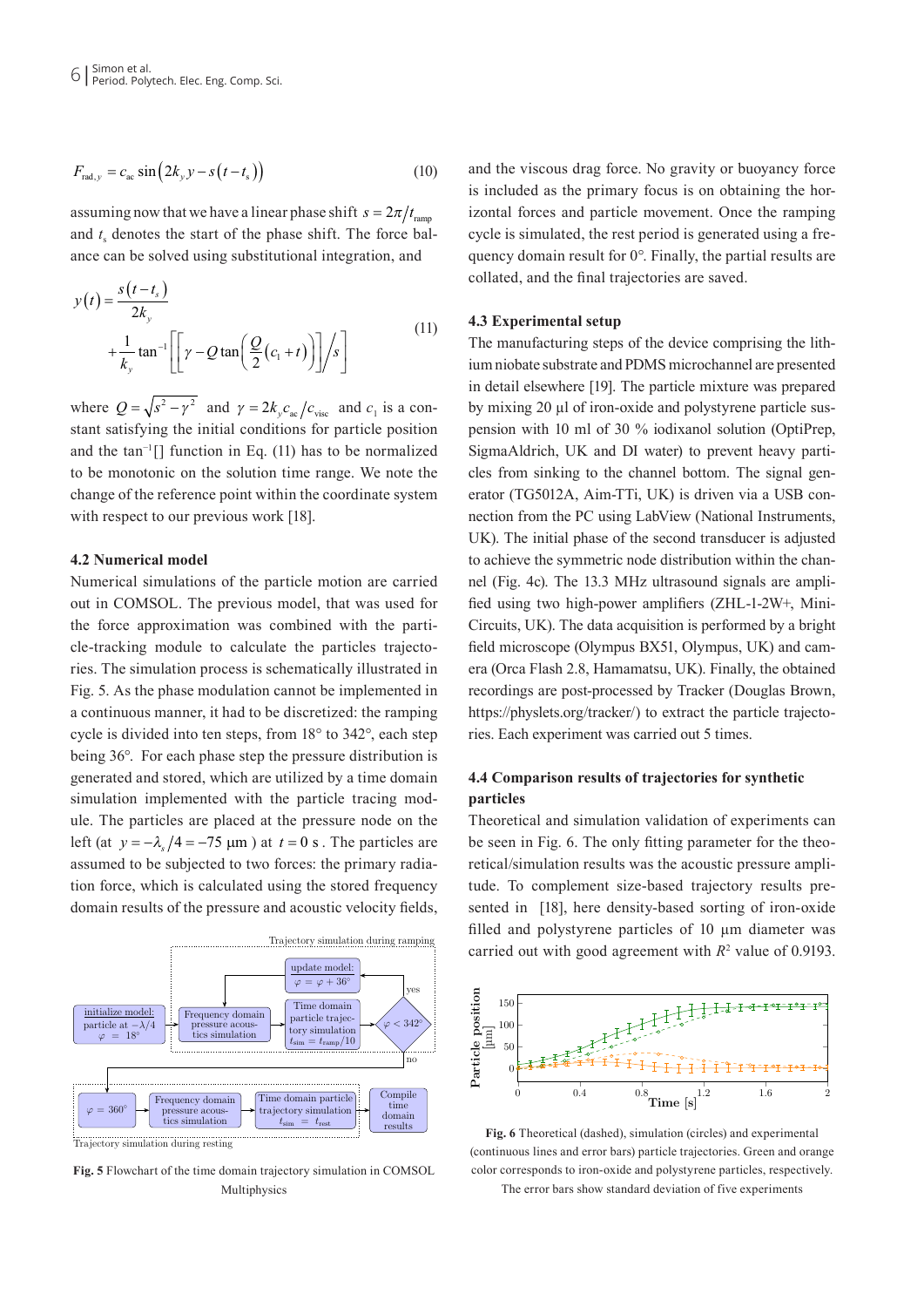$$F_{\mathrm{rad},y} = c_{\mathrm{ac}} \sin\left(2k_y y - s\left(t - t_s\right)\right) \tag{10}$$

assuming now that we have a linear phase shift $s = 2\pi / t_{\mathrm{ramp}}$ and $t_s$ denotes the start of the phase shift. The force balance can be solved using substitutional integration, and

$$y(t) = \frac{s\left(t - t_s\right)}{2k_y} + \frac{1}{k_y} \tan^{-1}\left[\left[\gamma - Q \tan\left(\frac{Q}{2}\left(c_1 + t\right)\right)\right] \Big/ s\right] \tag{11}$$

where $Q = \sqrt{s^2 - \gamma^2}$ and $\gamma = 2k_y c_{\mathrm{ac}} / c_{\mathrm{visc}}$ and $c_1$ is a constant satisfying the initial conditions for particle position and the $\tan^{-1}[]$ function in Eq. (11) has to be normalized to be monotonic on the solution time range. We note the change of the reference point within the coordinate system with respect to our previous work [18].

### 4.2 Numerical model

Numerical simulations of the particle motion are carried out in COMSOL. The previous model, that was used for the force approximation was combined with the particle-tracking module to calculate the particles trajectories. The simulation process is schematically illustrated in Fig. 5. As the phase modulation cannot be implemented in a continuous manner, it had to be discretized: the ramping cycle is divided into ten steps, from 18° to 342°, each step being 36°. For each phase step the pressure distribution is generated and stored, which are utilized by a time domain simulation implemented with the particle tracing module. The particles are placed at the pressure node on the left (at $y = -\lambda_s / 4 = -75$ µm) at $t = 0$ s. The particles are assumed to be subjected to two forces: the primary radiation force, which is calculated using the stored frequency domain results of the pressure and acoustic velocity fields, and the viscous drag force. No gravity or buoyancy force is included as the primary focus is on obtaining the horizontal forces and particle movement. Once the ramping cycle is simulated, the rest period is generated using a frequency domain result for 0°. Finally, the partial results are collated, and the final trajectories are saved.

**Fig. 5** Flowchart of the time domain trajectory simulation in COMSOL Multiphysics

### 4.3 Experimental setup

The manufacturing steps of the device comprising the lithium niobate substrate and PDMS microchannel are presented in detail elsewhere [19]. The particle mixture was prepared by mixing 20 µl of iron-oxide and polystyrene particle suspension with 10 ml of 30 % iodixanol solution (OptiPrep, SigmaAldrich, UK and DI water) to prevent heavy particles from sinking to the channel bottom. The signal generator (TG5012A, Aim-TTi, UK) is driven via a USB connection from the PC using LabView (National Instruments, UK). The initial phase of the second transducer is adjusted to achieve the symmetric node distribution within the channel (Fig. 4c). The 13.3 MHz ultrasound signals are amplified using two high-power amplifiers (ZHL-1-2W+, Mini-Circuits, UK). The data acquisition is performed by a bright field microscope (Olympus BX51, Olympus, UK) and camera (Orca Flash 2.8, Hamamatsu, UK). Finally, the obtained recordings are post-processed by Tracker (Douglas Brown, https://physlets.org/tracker/) to extract the particle trajectories. Each experiment was carried out 5 times.

### 4.4 Comparison results of trajectories for synthetic particles

Theoretical and simulation validation of experiments can be seen in Fig. 6. The only fitting parameter for the theoretical/simulation results was the acoustic pressure amplitude. To complement size-based trajectory results presented in [18], here density-based sorting of iron-oxide filled and polystyrene particles of 10 µm diameter was carried out with good agreement with $R^2$ value of 0.9193.

**Fig. 6** Theoretical (dashed), simulation (circles) and experimental (continuous lines and error bars) particle trajectories. Green and orange color corresponds to iron-oxide and polystyrene particles, respectively. The error bars show standard deviation of five experiments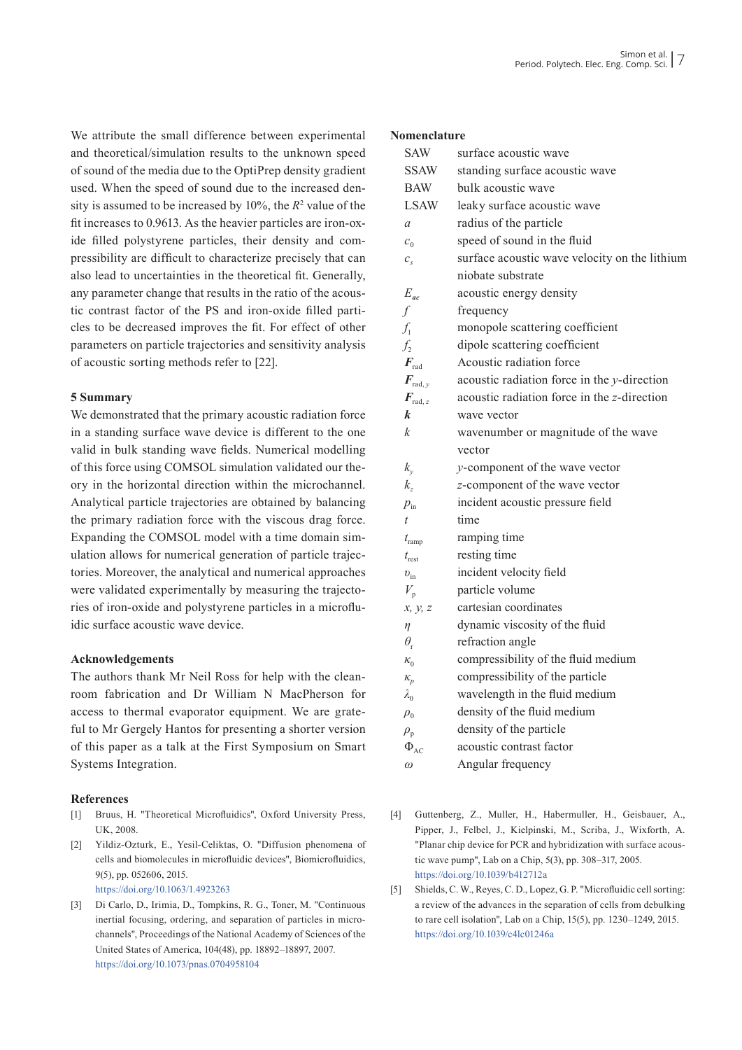We attribute the small difference between experimental and theoretical/simulation results to the unknown speed of sound of the media due to the OptiPrep density gradient used. When the speed of sound due to the increased density is assumed to be increased by 10%, the $R^2$ value of the fit increases to 0.9613. As the heavier particles are iron-oxide filled polystyrene particles, their density and compressibility are difficult to characterize precisely that can also lead to uncertainties in the theoretical fit. Generally, any parameter change that results in the ratio of the acoustic contrast factor of the PS and iron-oxide filled particles to be decreased improves the fit. For effect of other parameters on particle trajectories and sensitivity analysis of acoustic sorting methods refer to [22].

## 5 Summary

We demonstrated that the primary acoustic radiation force in a standing surface wave device is different to the one valid in bulk standing wave fields. Numerical modelling of this force using COMSOL simulation validated our theory in the horizontal direction within the microchannel. Analytical particle trajectories are obtained by balancing the primary radiation force with the viscous drag force. Expanding the COMSOL model with a time domain simulation allows for numerical generation of particle trajectories. Moreover, the analytical and numerical approaches were validated experimentally by measuring the trajectories of iron-oxide and polystyrene particles in a microfluidic surface acoustic wave device.

## Acknowledgements

The authors thank Mr Neil Ross for help with the cleanroom fabrication and Dr William N MacPherson for access to thermal evaporator equipment. We are grateful to Mr Gergely Hantos for presenting a shorter version of this paper as a talk at the First Symposium on Smart Systems Integration.

## Nomenclature

| | |
|---|---|
| SAW | surface acoustic wave |
| SSAW | standing surface acoustic wave |
| BAW | bulk acoustic wave |
| LSAW | leaky surface acoustic wave |
| $a$ | radius of the particle |
| $c_0$ | speed of sound in the fluid |
| $c_s$ | surface acoustic wave velocity on the lithium niobate substrate |
| $E_{ac}$ | acoustic energy density |
| $f$ | frequency |
| $f_1$ | monopole scattering coefficient |
| $f_2$ | dipole scattering coefficient |
| $\boldsymbol{F}_{\mathrm{rad}}$ | Acoustic radiation force |
| $\boldsymbol{F}_{\mathrm{rad},y}$ | acoustic radiation force in the $y$-direction |
| $\boldsymbol{F}_{\mathrm{rad},z}$ | acoustic radiation force in the $z$-direction |
| $\boldsymbol{k}$ | wave vector |
| $k$ | wavenumber or magnitude of the wave vector |
| $k_y$ | $y$-component of the wave vector |
| $k_z$ | $z$-component of the wave vector |
| $p_{\mathrm{in}}$ | incident acoustic pressure field |
| $t$ | time |
| $t_{\mathrm{ramp}}$ | ramping time |
| $t_{\mathrm{rest}}$ | resting time |
| $v_{\mathrm{in}}$ | incident velocity field |
| $V_{\mathrm{p}}$ | particle volume |
| $x, y, z$ | cartesian coordinates |
| $\eta$ | dynamic viscosity of the fluid |
| $\theta_{\mathrm{r}}$ | refraction angle |
| $\kappa_0$ | compressibility of the fluid medium |
| $\kappa_p$ | compressibility of the particle |
| $\lambda_0$ | wavelength in the fluid medium |
| $\rho_0$ | density of the fluid medium |
| $\rho_{\mathrm{p}}$ | density of the particle |
| $\Phi_{\mathrm{AC}}$ | acoustic contrast factor |
| $\omega$ | Angular frequency |

## References

[1] Bruus, H. "Theoretical Microfluidics", Oxford University Press, UK, 2008.

[2] Yildiz-Ozturk, E., Yesil-Celiktas, O. "Diffusion phenomena of cells and biomolecules in microfluidic devices", Biomicrofluidics, 9(5), pp. 052606, 2015. https://doi.org/10.1063/1.4923263

[3] Di Carlo, D., Irimia, D., Tompkins, R. G., Toner, M. "Continuous inertial focusing, ordering, and separation of particles in microchannels", Proceedings of the National Academy of Sciences of the United States of America, 104(48), pp. 18892–18897, 2007. https://doi.org/10.1073/pnas.0704958104

[4] Guttenberg, Z., Muller, H., Habermuller, H., Geisbauer, A., Pipper, J., Felbel, J., Kielpinski, M., Scriba, J., Wixforth, A. "Planar chip device for PCR and hybridization with surface acoustic wave pump", Lab on a Chip, 5(3), pp. 308–317, 2005. https://doi.org/10.1039/b412712a

[5] Shields, C. W., Reyes, C. D., Lopez, G. P. "Microfluidic cell sorting: a review of the advances in the separation of cells from debulking to rare cell isolation", Lab on a Chip, 15(5), pp. 1230–1249, 2015. https://doi.org/10.1039/c4lc01246a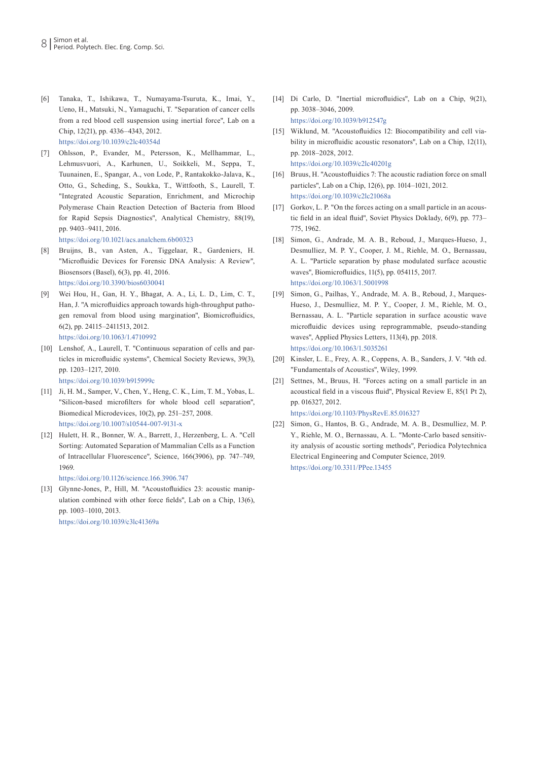[6] Tanaka, T., Ishikawa, T., Numayama-Tsuruta, K., Imai, Y., Ueno, H., Matsuki, N., Yamaguchi, T. "Separation of cancer cells from a red blood cell suspension using inertial force", Lab on a Chip, 12(21), pp. 4336–4343, 2012.
https://doi.org/10.1039/c2lc40354d

[7] Ohlsson, P., Evander, M., Petersson, K., Mellhammar, L., Lehmusvuori, A., Karhunen, U., Soikkeli, M., Seppa, T., Tuunainen, E., Spangar, A., von Lode, P., Rantakokko-Jalava, K., Otto, G., Scheding, S., Soukka, T., Wittfooth, S., Laurell, T. "Integrated Acoustic Separation, Enrichment, and Microchip Polymerase Chain Reaction Detection of Bacteria from Blood for Rapid Sepsis Diagnostics", Analytical Chemistry, 88(19), pp. 9403–9411, 2016.
https://doi.org/10.1021/acs.analchem.6b00323

[8] Bruijns, B., van Asten, A., Tiggelaar, R., Gardeniers, H. "Microfluidic Devices for Forensic DNA Analysis: A Review", Biosensors (Basel), 6(3), pp. 41, 2016.
https://doi.org/10.3390/bios6030041

[9] Wei Hou, H., Gan, H. Y., Bhagat, A. A., Li, L. D., Lim, C. T., Han, J. "A microfluidics approach towards high-throughput pathogen removal from blood using margination", Biomicrofluidics, 6(2), pp. 24115–2411513, 2012.
https://doi.org/10.1063/1.4710992

[10] Lenshof, A., Laurell, T. "Continuous separation of cells and particles in microfluidic systems", Chemical Society Reviews, 39(3), pp. 1203–1217, 2010.
https://doi.org/10.1039/b915999c

[11] Ji, H. M., Samper, V., Chen, Y., Heng, C. K., Lim, T. M., Yobas, L. "Silicon-based microfilters for whole blood cell separation", Biomedical Microdevices, 10(2), pp. 251–257, 2008.
https://doi.org/10.1007/s10544-007-9131-x

[12] Hulett, H. R., Bonner, W. A., Barrett, J., Herzenberg, L. A. "Cell Sorting: Automated Separation of Mammalian Cells as a Function of Intracellular Fluorescence", Science, 166(3906), pp. 747–749, 1969.
https://doi.org/10.1126/science.166.3906.747

[13] Glynne-Jones, P., Hill, M. "Acoustofluidics 23: acoustic manipulation combined with other force fields", Lab on a Chip, 13(6), pp. 1003–1010, 2013.
https://doi.org/10.1039/c3lc41369a

[14] Di Carlo, D. "Inertial microfluidics", Lab on a Chip, 9(21), pp. 3038–3046, 2009.
https://doi.org/10.1039/b912547g

[15] Wiklund, M. "Acoustofluidics 12: Biocompatibility and cell viability in microfluidic acoustic resonators", Lab on a Chip, 12(11), pp. 2018–2028, 2012.
https://doi.org/10.1039/c2lc40201g

[16] Bruus, H. "Acoustofluidics 7: The acoustic radiation force on small particles", Lab on a Chip, 12(6), pp. 1014–1021, 2012.
https://doi.org/10.1039/c2lc21068a

[17] Gorkov, L. P. "On the forces acting on a small particle in an acoustic field in an ideal fluid", Soviet Physics Doklady, 6(9), pp. 773–775, 1962.

[18] Simon, G., Andrade, M. A. B., Reboud, J., Marques-Hueso, J., Desmulliez, M. P. Y., Cooper, J. M., Riehle, M. O., Bernassau, A. L. "Particle separation by phase modulated surface acoustic waves", Biomicrofluidics, 11(5), pp. 054115, 2017.
https://doi.org/10.1063/1.5001998

[19] Simon, G., Pailhas, Y., Andrade, M. A. B., Reboud, J., Marques-Hueso, J., Desmulliez, M. P. Y., Cooper, J. M., Riehle, M. O., Bernassau, A. L. "Particle separation in surface acoustic wave microfluidic devices using reprogrammable, pseudo-standing waves", Applied Physics Letters, 113(4), pp. 2018.
https://doi.org/10.1063/1.5035261

[20] Kinsler, L. E., Frey, A. R., Coppens, A. B., Sanders, J. V. "4th ed. "Fundamentals of Acoustics", Wiley, 1999.

[21] Settnes, M., Bruus, H. "Forces acting on a small particle in an acoustical field in a viscous fluid", Physical Review E, 85(1 Pt 2), pp. 016327, 2012.
https://doi.org/10.1103/PhysRevE.85.016327

[22] Simon, G., Hantos, B. G., Andrade, M. A. B., Desmulliez, M. P. Y., Riehle, M. O., Bernassau, A. L. "Monte-Carlo based sensitivity analysis of acoustic sorting methods", Periodica Polytechnica Electrical Engineering and Computer Science, 2019.
https://doi.org/10.3311/PPee.13455